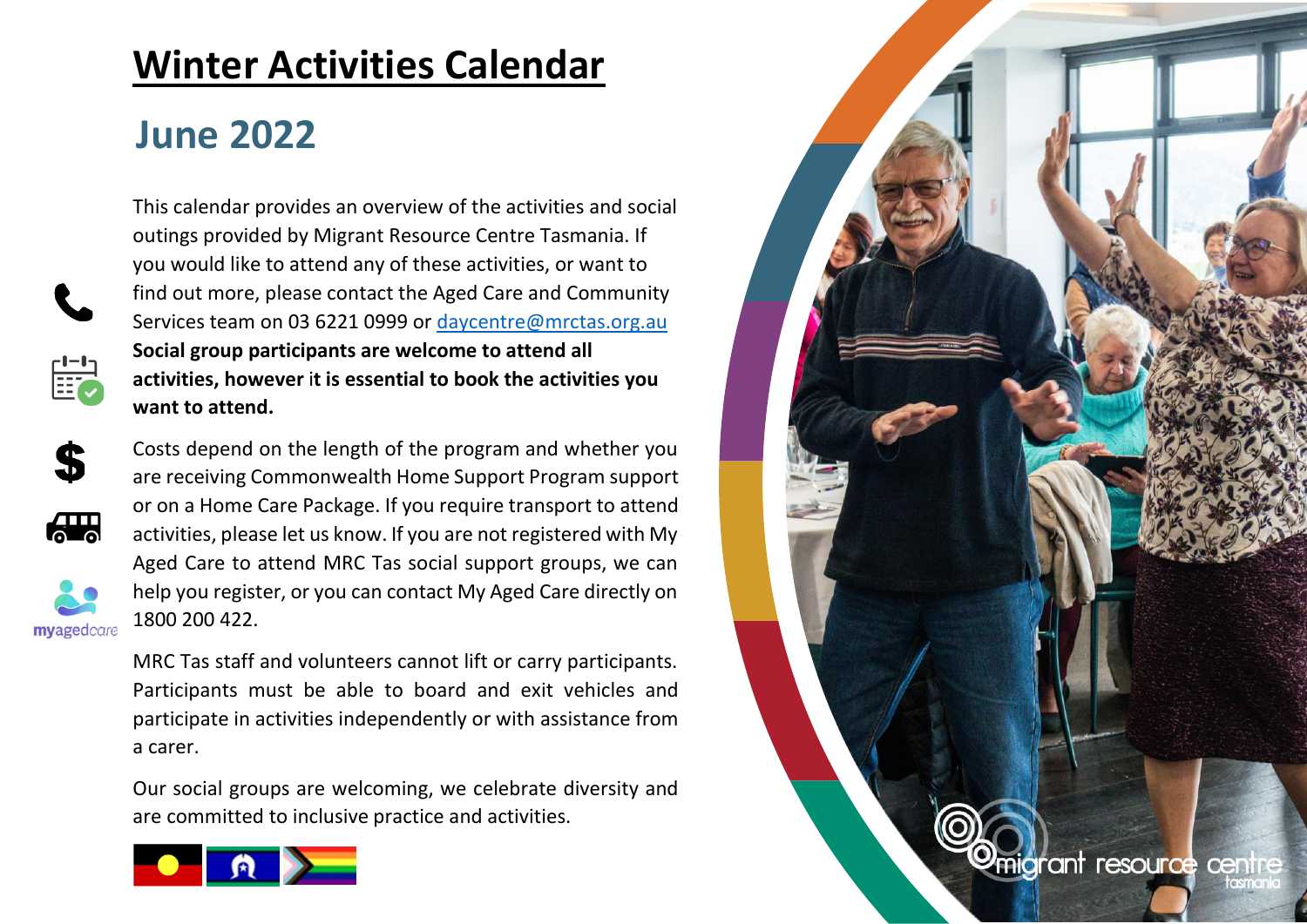# Winter Activities Calendar

## June 2022

This calendar provides an overview of the activities and social outings provided by Migrant Resource Centre Tasmania. If you would like to attend any of these activities, or want to find out more, please contact the Aged Care and Community Services team on 03 6221 0999 or daycentre@mrctas.org.au **Social group participants are welcome to attend all activities, however it is essential to book the activities you want to attend.**

Costs depend on the length of the program and whether you are receiving Commonwealth Home Support Program support or on a Home Care Package. If you require transport to attend activities, please let us know. If you are not registered with My Aged Care to attend MRC Tas social support groups, we can help you register, or you can contact My Aged Care directly on 1800 200 422.

myagedcare

MRC Tas staff and volunteers cannot lift or carry participants. Participants must be able to board and exit vehicles and participate in activities independently or with assistance from a carer.

Our social groups are welcoming, we celebrate diversity and are committed to inclusive practice and activities.

migrant resource centre tasmania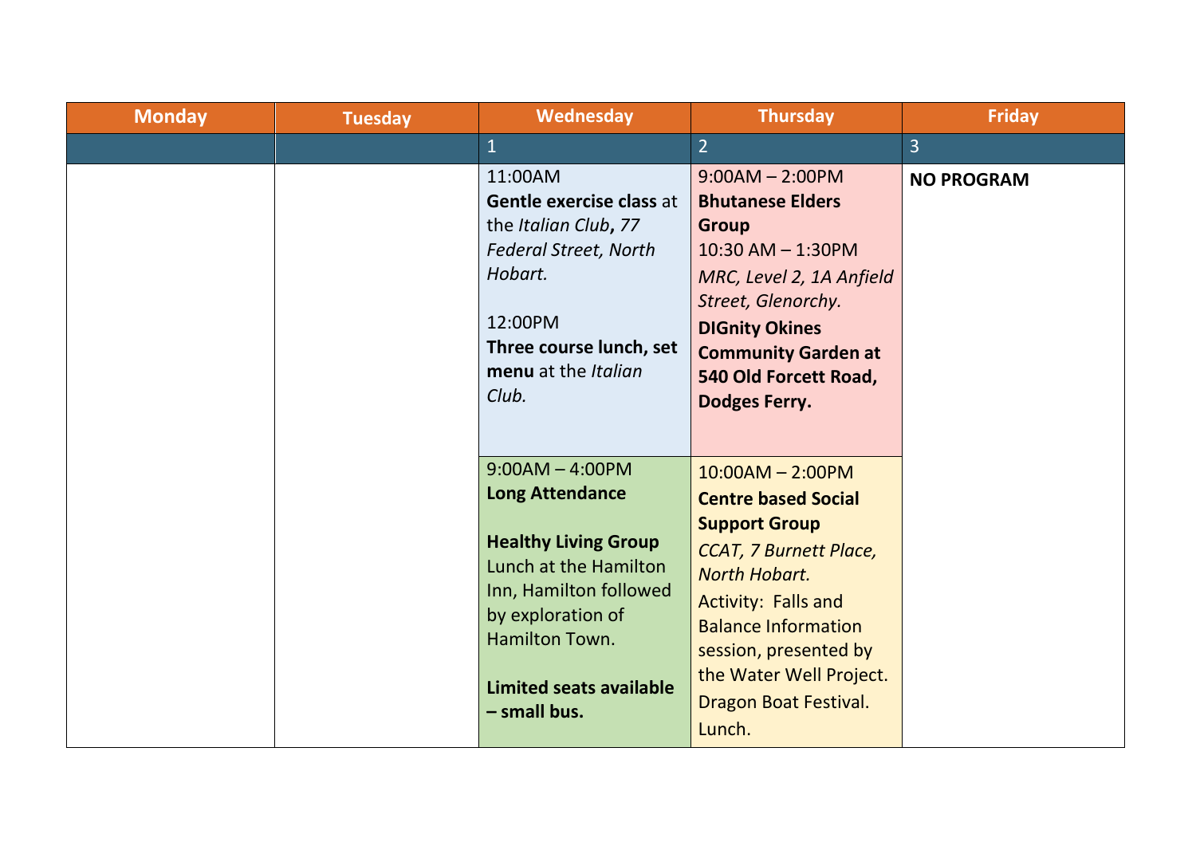| Monday | Tuesday | Wednesday | Thursday | Friday |
| --- | --- | --- | --- | --- |
| | | 1 | 2 | 3 |
| | | 11:00AM<br>**Gentle exercise class** at the *Italian Club***,** *77 Federal Street, North Hobart.*<br><br>12:00PM<br>**Three course lunch, set menu** at the *Italian Club.* | 9:00AM – 2:00PM<br>**Bhutanese Elders Group**<br>10:30 AM – 1:30PM<br>*MRC, Level 2, 1A Anfield Street, Glenorchy.*<br>**DIGnity Okines Community Garden at 540 Old Forcett Road, Dodges Ferry.** | **NO PROGRAM** |
| | | 9:00AM – 4:00PM<br>**Long Attendance**<br><br>**Healthy Living Group**<br>Lunch at the Hamilton Inn, Hamilton followed by exploration of Hamilton Town.<br><br>**Limited seats available – small bus.** | 10:00AM – 2:00PM<br>**Centre based Social Support Group**<br>*CCAT, 7 Burnett Place, North Hobart.*<br>Activity: Falls and Balance Information session, presented by the Water Well Project.<br>Dragon Boat Festival.<br>Lunch. | |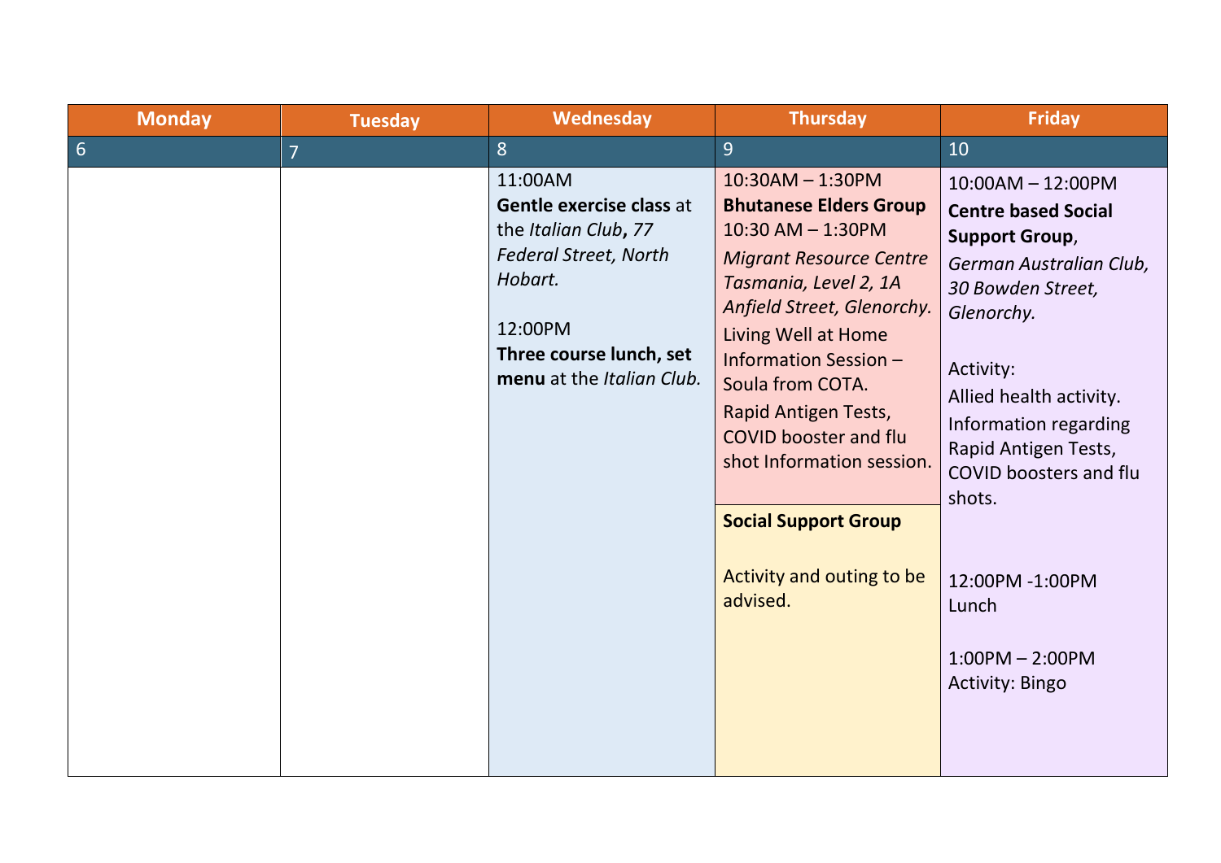| Monday | Tuesday | Wednesday | Thursday | Friday |
|---|---|---|---|---|
| 6 | 7 | 8 | 9 | 10 |
| | | 11:00AM<br>**Gentle exercise class** at the *Italian Club***,** *77 Federal Street, North Hobart.*<br><br>12:00PM<br>**Three course lunch, set menu** at the *Italian Club.* | 10:30AM – 1:30PM<br>**Bhutanese Elders Group**<br>10:30 AM – 1:30PM<br>*Migrant Resource Centre Tasmania, Level 2, 1A Anfield Street, Glenorchy.*<br>Living Well at Home Information Session – Soula from COTA.<br>Rapid Antigen Tests, COVID booster and flu shot Information session.<br><br>**Social Support Group**<br><br>Activity and outing to be advised. | 10:00AM – 12:00PM<br>**Centre based Social Support Group**, *German Australian Club, 30 Bowden Street, Glenorchy.*<br><br>Activity:<br>Allied health activity.<br>Information regarding Rapid Antigen Tests, COVID boosters and flu shots.<br><br>12:00PM -1:00PM<br>Lunch<br><br>1:00PM – 2:00PM<br>Activity: Bingo |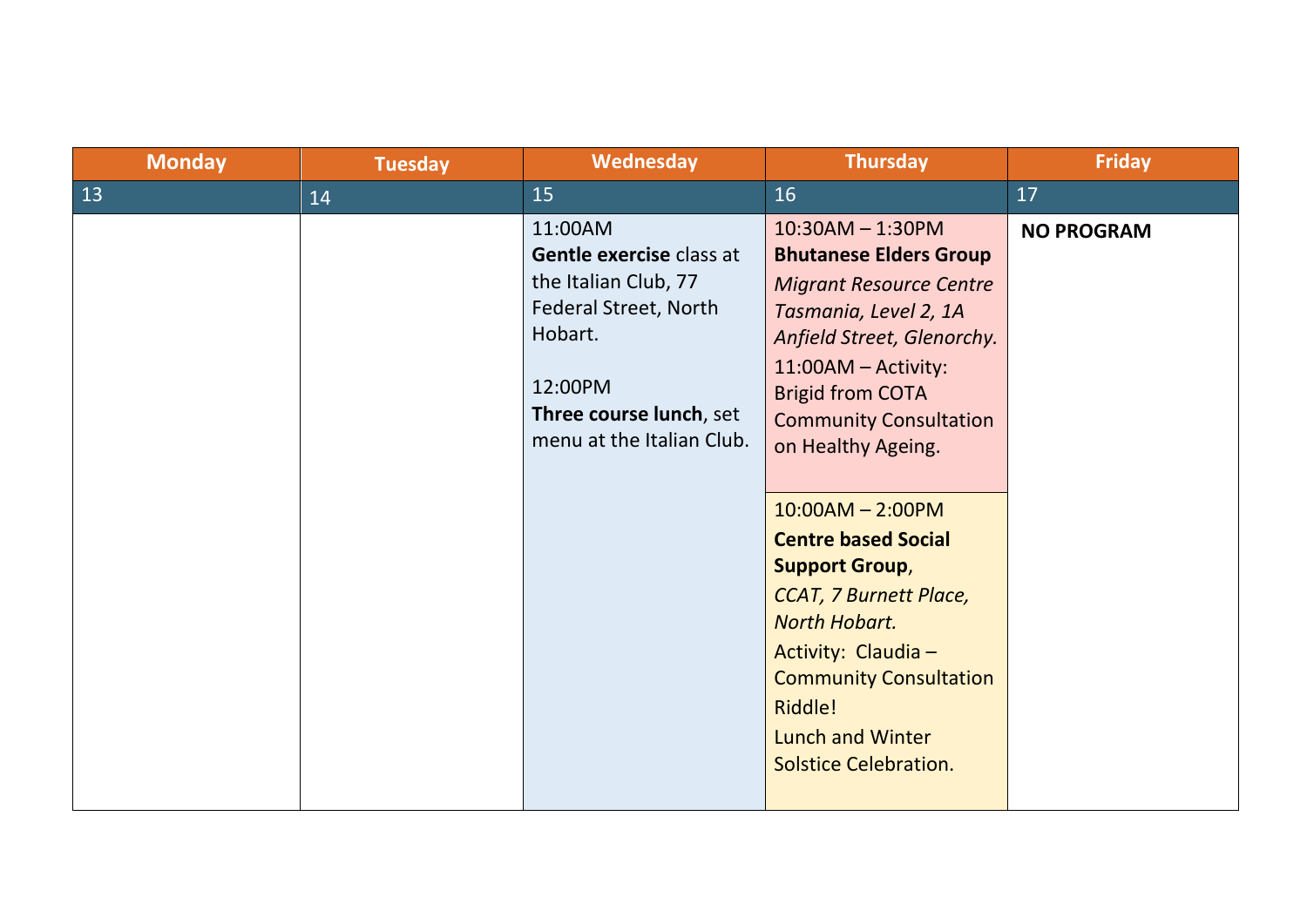| Monday | Tuesday | Wednesday | Thursday | Friday |
|---|---|---|---|---|
| 13 | 14 | 15 | 16 | 17 |
| | | 11:00AM<br>**Gentle exercise** class at the Italian Club, 77 Federal Street, North Hobart.<br><br>12:00PM<br>**Three course lunch**, set menu at the Italian Club. | 10:30AM – 1:30PM<br>**Bhutanese Elders Group**<br>*Migrant Resource Centre Tasmania, Level 2, 1A Anfield Street, Glenorchy.*<br>11:00AM – Activity: Brigid from COTA Community Consultation on Healthy Ageing.<br><br>10:00AM – 2:00PM<br>**Centre based Social Support Group**,<br>*CCAT, 7 Burnett Place, North Hobart.*<br>Activity: Claudia – Community Consultation Riddle!<br>Lunch and Winter Solstice Celebration. | **NO PROGRAM** |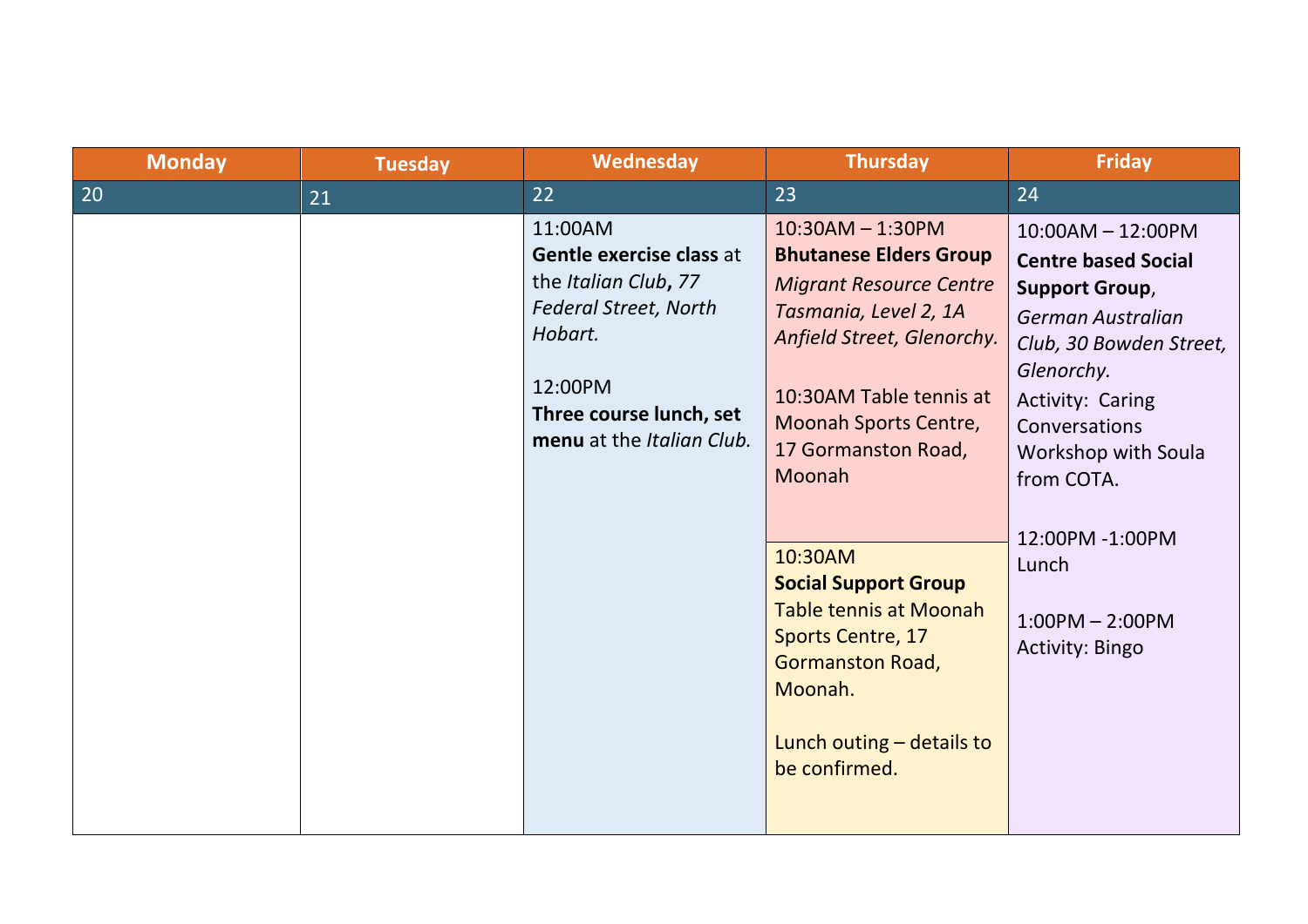| Monday | Tuesday | Wednesday | Thursday | Friday |
|---|---|---|---|---|
| 20 | 21 | 22 | 23 | 24 |
| | | 11:00AM<br>**Gentle exercise class** at the *Italian Club***,** *77 Federal Street, North Hobart.*<br><br>12:00PM<br>**Three course lunch, set menu** at the *Italian Club.* | 10:30AM – 1:30PM<br>**Bhutanese Elders Group**<br>*Migrant Resource Centre Tasmania, Level 2, 1A Anfield Street, Glenorchy.*<br><br>10:30AM Table tennis at Moonah Sports Centre, 17 Gormanston Road, Moonah<br><br>10:30AM<br>**Social Support Group**<br>Table tennis at Moonah Sports Centre, 17 Gormanston Road, Moonah.<br><br>Lunch outing – details to be confirmed. | 10:00AM – 12:00PM<br>**Centre based Social Support Group**,<br>*German Australian Club, 30 Bowden Street, Glenorchy.*<br>Activity: Caring Conversations Workshop with Soula from COTA.<br><br>12:00PM -1:00PM<br>Lunch<br><br>1:00PM – 2:00PM<br>Activity: Bingo |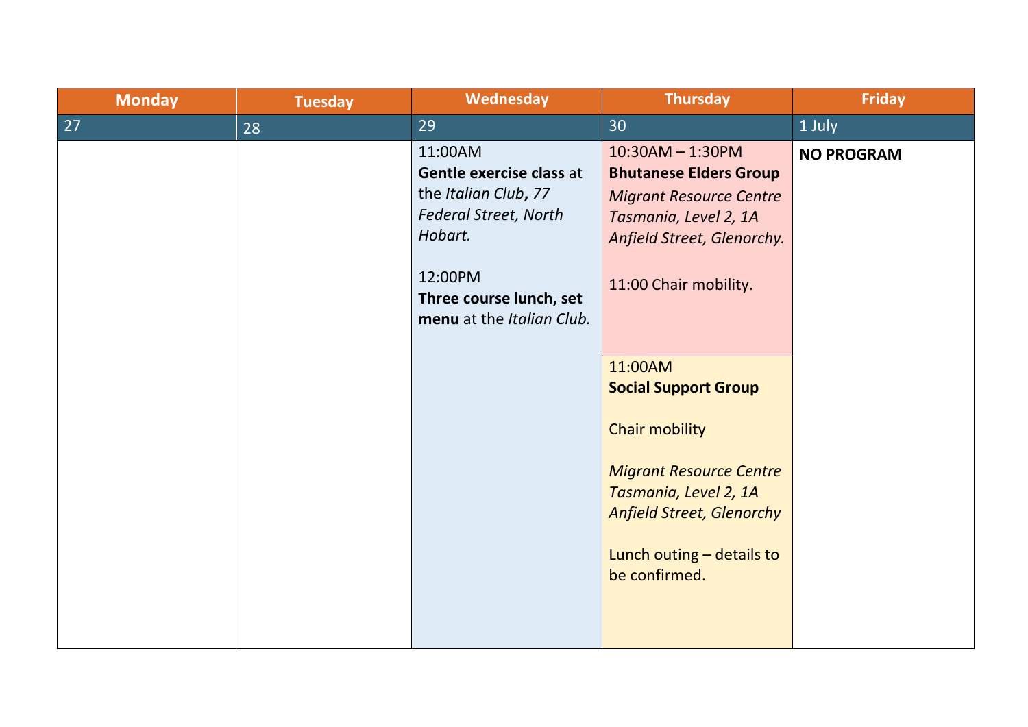| Monday | Tuesday | Wednesday | Thursday | Friday |
|---|---|---|---|---|
| 27 | 28 | 29 | 30 | 1 July |
| | | 11:00AM<br>**Gentle exercise class** at the *Italian Club*, *77 Federal Street, North Hobart.*<br><br>12:00PM<br>**Three course lunch, set menu** at the *Italian Club.* | 10:30AM – 1:30PM<br>**Bhutanese Elders Group**<br>*Migrant Resource Centre Tasmania, Level 2, 1A Anfield Street, Glenorchy.*<br><br>11:00 Chair mobility.<br><br>11:00AM<br>**Social Support Group**<br><br>Chair mobility<br><br>*Migrant Resource Centre Tasmania, Level 2, 1A Anfield Street, Glenorchy*<br><br>Lunch outing – details to be confirmed. | **NO PROGRAM** |